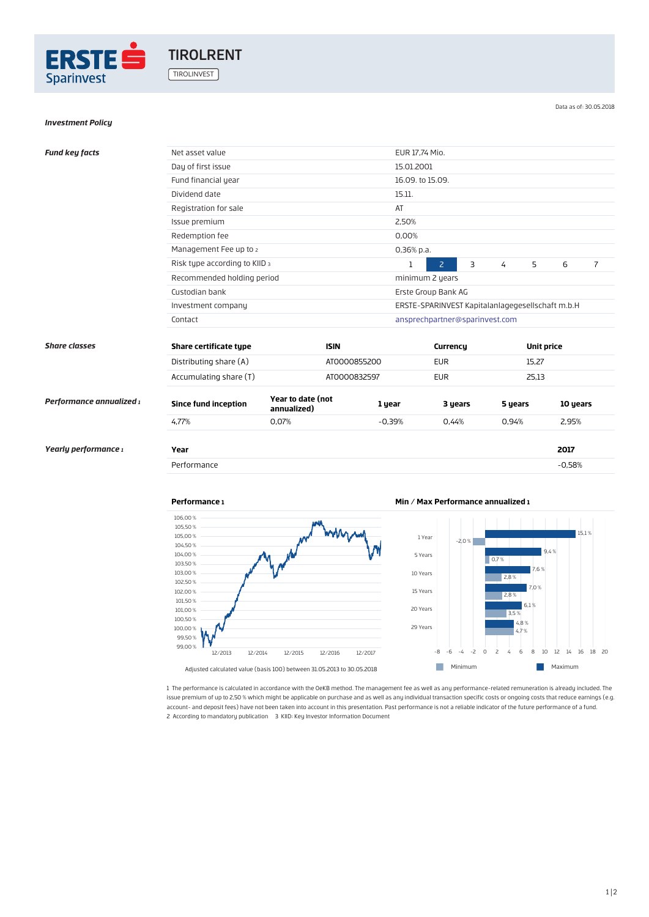# TIROLRENT

TIROLINVEST

Data as of: 30.05.2018

***Investment Policy***

***Fund key facts***

| | |
|---|---|
| Net asset value | EUR 17,74 Mio. |
| Day of first issue | 15.01.2001 |
| Fund financial year | 16.09. to 15.09. |
| Dividend date | 15.11. |
| Registration for sale | AT |
| Issue premium | 2,50% |
| Redemption fee | 0,00% |
| Management Fee up to [2] | 0,36% p.a. |
| Risk type according to KIID [3] | 1 **2** 3 4 5 6 7 |
| Recommended holding period | minimum 2 years |
| Custodian bank | Erste Group Bank AG |
| Investment company | ERSTE-SPARINVEST Kapitalanlagegesellschaft m.b.H |
| Contact | ansprechpartner@sparinvest.com |

***Share classes***

| Share certificate type | ISIN | Currency | Unit price |
|---|---|---|---|
| Distributing share (A) | AT0000855200 | EUR | 15,27 |
| Accumulating share (T) | AT0000832597 | EUR | 25,13 |

***Performance annualized [1]***

| Since fund inception | Year to date (not annualized) | 1 year | 3 years | 5 years | 10 years |
|---|---|---|---|---|---|
| 4,77% | 0,07% | -0,39% | 0,44% | 0,94% | 2,95% |

***Yearly performance [1]***

| Year | 2017 |
|---|---|
| Performance | -0,58% |

**Performance [1]**

Adjusted calculated value (basis 100) between 31.05.2013 to 30.05.2018

**Min / Max Performance annualized [1]**

| | Minimum | Maximum |
|---|---|---|
| 1 Year | -2,0 % | 15,1 % |
| 5 Years | 0,7 % | 9,4 % |
| 10 Years | 2,8 % | 7,6 % |
| 15 Years | 2,8 % | 7,0 % |
| 20 Years | 3,5 % | 6,1 % |
| 29 Years | 4,7 % | 4,8 % |

1 The performance is calculated in accordance with the OeKB method. The management fee as well as any performance-related remuneration is already included. The issue premium of up to 2,50 % which might be applicable on purchase and as well as any individual transaction specific costs or ongoing costs that reduce earnings (e.g. account- and deposit fees) have not been taken into account in this presentation. Past performance is not a reliable indicator of the future performance of a fund.
2 According to mandatory publication 3 KIID: Key Investor Information Document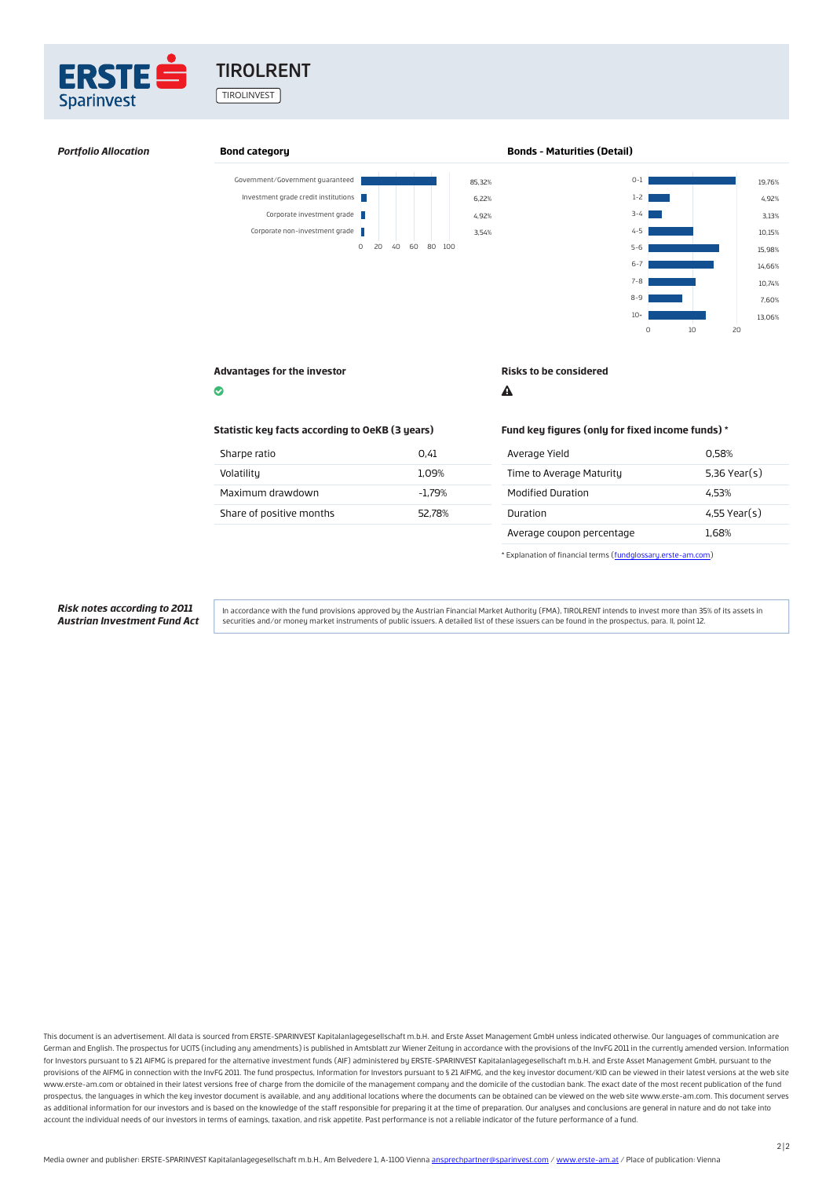# TIROLRENT

TIROLINVEST

## Portfolio Allocation

### Bond category

Government/Government guaranteed 85,32%
Investment grade credit institutions 6,22%
Corporate investment grade 4,92%
Corporate non-investment grade 3,54%

0 20 40 60 80 100

### Bonds - Maturities (Detail)

0-1 19,76%
1-2 4,92%
3-4 3,13%
4-5 10,15%
5-6 15,98%
6-7 14,66%
7-8 10,74%
8-9 7,60%
10+ 13,06%

0 10 20

### Advantages for the investor

### Risks to be considered

### Statistic key facts according to OeKB (3 years)

| | |
|---|---|
| Sharpe ratio | 0,41 |
| Volatility | 1,09% |
| Maximum drawdown | -1,79% |
| Share of positive months | 52,78% |

### Fund key figures (only for fixed income funds) *

| | |
|---|---|
| Average Yield | 0,58% |
| Time to Average Maturity | 5,36 Year(s) |
| Modified Duration | 4,53% |
| Duration | 4,55 Year(s) |
| Average coupon percentage | 1,68% |

* Explanation of financial terms (fundglossary.erste-am.com)

## *Risk notes according to 2011 Austrian Investment Fund Act*

In accordance with the fund provisions approved by the Austrian Financial Market Authority (FMA), TIROLRENT intends to invest more than 35% of its assets in securities and/or money market instruments of public issuers. A detailed list of these issuers can be found in the prospectus, para. II, point 12.

This document is an advertisement. All data is sourced from ERSTE-SPARINVEST Kapitalanlagegesellschaft m.b.H. and Erste Asset Management GmbH unless indicated otherwise. Our languages of communication are German and English. The prospectus for UCITS (including any amendments) is published in Amtsblatt zur Wiener Zeitung in accordance with the provisions of the InvFG 2011 in the currently amended version. Information for Investors pursuant to § 21 AIFMG is prepared for the alternative investment funds (AIF) administered by ERSTE-SPARINVEST Kapitalanlagegesellschaft m.b.H. and Erste Asset Management GmbH, pursuant to the provisions of the AIFMG in connection with the InvFG 2011. The fund prospectus, Information for Investors pursuant to § 21 AIFMG, and the key investor document/KID can be viewed in their latest versions at the web site www.erste-am.com or obtained in their latest versions free of charge from the domicile of the management company and the domicile of the custodian bank. The exact date of the most recent publication of the fund prospectus, the languages in which the key investor document is available, and any additional locations where the documents can be obtained can be viewed on the web site www.erste-am.com. This document serves as additional information for our investors and is based on the knowledge of the staff responsible for preparing it at the time of preparation. Our analyses and conclusions are general in nature and do not take into account the individual needs of our investors in terms of earnings, taxation, and risk appetite. Past performance is not a reliable indicator of the future performance of a fund.

Media owner and publisher: ERSTE-SPARINVEST Kapitalanlagegesellschaft m.b.H., Am Belvedere 1, A-1100 Vienna ansprechpartner@sparinvest.com / www.erste-am.at / Place of publication: Vienna